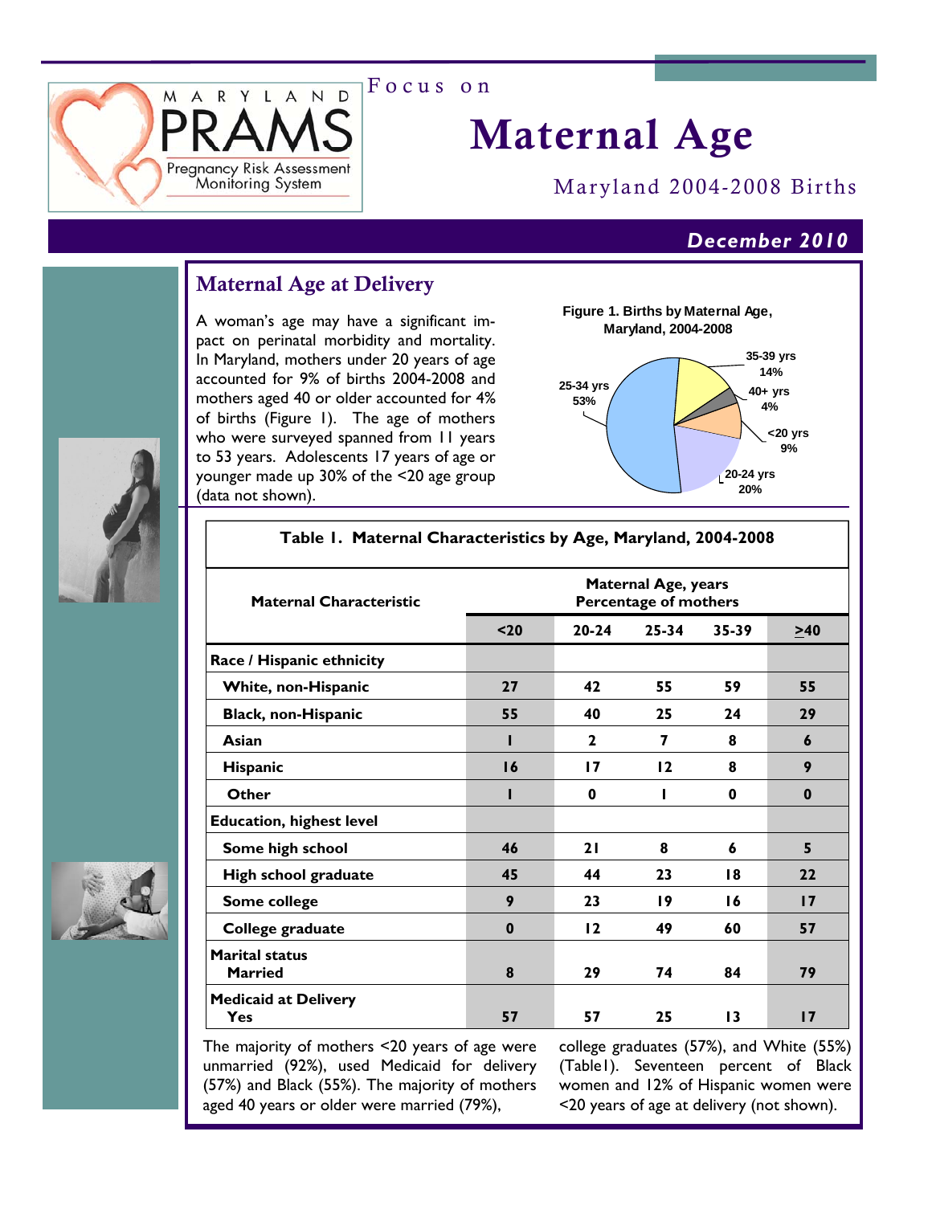MARYLAND PRAMS
Pregnancy Risk Assessment Monitoring System

Focus on

# Maternal Age

Maryland 2004-2008 Births

*December 2010*

## Maternal Age at Delivery

A woman's age may have a significant impact on perinatal morbidity and mortality. In Maryland, mothers under 20 years of age accounted for 9% of births 2004-2008 and mothers aged 40 or older accounted for 4% of births (Figure 1). The age of mothers who were surveyed spanned from 11 years to 53 years. Adolescents 17 years of age or younger made up 30% of the <20 age group (data not shown).

**Figure 1. Births by Maternal Age, Maryland, 2004-2008**

| Maternal Age | Percent |
|---|---|
| <20 yrs | 9% |
| 20-24 yrs | 20% |
| 25-34 yrs | 53% |
| 35-39 yrs | 14% |
| 40+ yrs | 4% |

**Table 1. Maternal Characteristics by Age, Maryland, 2004-2008**

| Maternal Characteristic | Maternal Age, years Percentage of mothers | | | | |
|---|---|---|---|---|---|
| | <20 | 20-24 | 25-34 | 35-39 | ≥40 |
| **Race / Hispanic ethnicity** | | | | | |
| White, non-Hispanic | 27 | 42 | 55 | 59 | 55 |
| Black, non-Hispanic | 55 | 40 | 25 | 24 | 29 |
| Asian | 1 | 2 | 7 | 8 | 6 |
| Hispanic | 16 | 17 | 12 | 8 | 9 |
| Other | 1 | 0 | 1 | 0 | 0 |
| **Education, highest level** | | | | | |
| Some high school | 46 | 21 | 8 | 6 | 5 |
| High school graduate | 45 | 44 | 23 | 18 | 22 |
| Some college | 9 | 23 | 19 | 16 | 17 |
| College graduate | 0 | 12 | 49 | 60 | 57 |
| **Marital status** Married | 8 | 29 | 74 | 84 | 79 |
| **Medicaid at Delivery** Yes | 57 | 57 | 25 | 13 | 17 |

The majority of mothers <20 years of age were unmarried (92%), used Medicaid for delivery (57%) and Black (55%). The majority of mothers aged 40 years or older were married (79%), college graduates (57%), and White (55%) (Table1). Seventeen percent of Black women and 12% of Hispanic women were <20 years of age at delivery (not shown).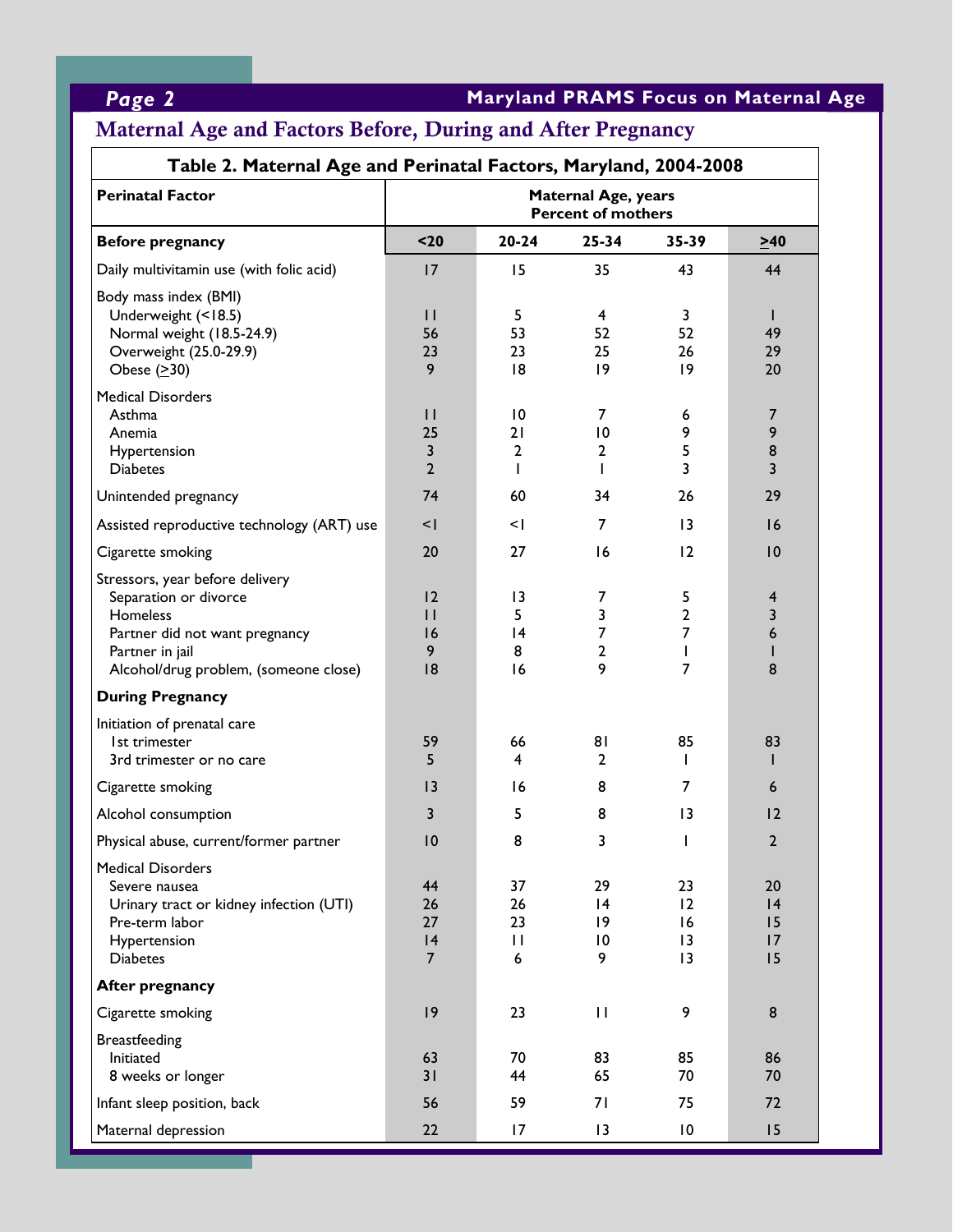## Maternal Age and Factors Before, During and After Pregnancy

**Table 2. Maternal Age and Perinatal Factors, Maryland, 2004-2008**

| Perinatal Factor | Maternal Age, years Percent of mothers | | | | |
|---|---|---|---|---|---|
| **Before pregnancy** | **<20** | **20-24** | **25-34** | **35-39** | **≥40** |
| Daily multivitamin use (with folic acid) | 17 | 15 | 35 | 43 | 44 |
| Body mass index (BMI) | | | | | |
| Underweight (<18.5) | 11 | 5 | 4 | 3 | 1 |
| Normal weight (18.5-24.9) | 56 | 53 | 52 | 52 | 49 |
| Overweight (25.0-29.9) | 23 | 23 | 25 | 26 | 29 |
| Obese (≥30) | 9 | 18 | 19 | 19 | 20 |
| Medical Disorders | | | | | |
| Asthma | 11 | 10 | 7 | 6 | 7 |
| Anemia | 25 | 21 | 10 | 9 | 9 |
| Hypertension | 3 | 2 | 2 | 5 | 8 |
| Diabetes | 2 | 1 | 1 | 3 | 3 |
| Unintended pregnancy | 74 | 60 | 34 | 26 | 29 |
| Assisted reproductive technology (ART) use | <1 | <1 | 7 | 13 | 16 |
| Cigarette smoking | 20 | 27 | 16 | 12 | 10 |
| Stressors, year before delivery | | | | | |
| Separation or divorce | 12 | 13 | 7 | 5 | 4 |
| Homeless | 11 | 5 | 3 | 2 | 3 |
| Partner did not want pregnancy | 16 | 14 | 7 | 7 | 6 |
| Partner in jail | 9 | 8 | 2 | 1 | 1 |
| Alcohol/drug problem, (someone close) | 18 | 16 | 9 | 7 | 8 |
| **During Pregnancy** | | | | | |
| Initiation of prenatal care | | | | | |
| 1st trimester | 59 | 66 | 81 | 85 | 83 |
| 3rd trimester or no care | 5 | 4 | 2 | 1 | 1 |
| Cigarette smoking | 13 | 16 | 8 | 7 | 6 |
| Alcohol consumption | 3 | 5 | 8 | 13 | 12 |
| Physical abuse, current/former partner | 10 | 8 | 3 | 1 | 2 |
| Medical Disorders | | | | | |
| Severe nausea | 44 | 37 | 29 | 23 | 20 |
| Urinary tract or kidney infection (UTI) | 26 | 26 | 14 | 12 | 14 |
| Pre-term labor | 27 | 23 | 19 | 16 | 15 |
| Hypertension | 14 | 11 | 10 | 13 | 17 |
| Diabetes | 7 | 6 | 9 | 13 | 15 |
| **After pregnancy** | | | | | |
| Cigarette smoking | 19 | 23 | 11 | 9 | 8 |
| Breastfeeding | | | | | |
| Initiated | 63 | 70 | 83 | 85 | 86 |
| 8 weeks or longer | 31 | 44 | 65 | 70 | 70 |
| Infant sleep position, back | 56 | 59 | 71 | 75 | 72 |
| Maternal depression | 22 | 17 | 13 | 10 | 15 |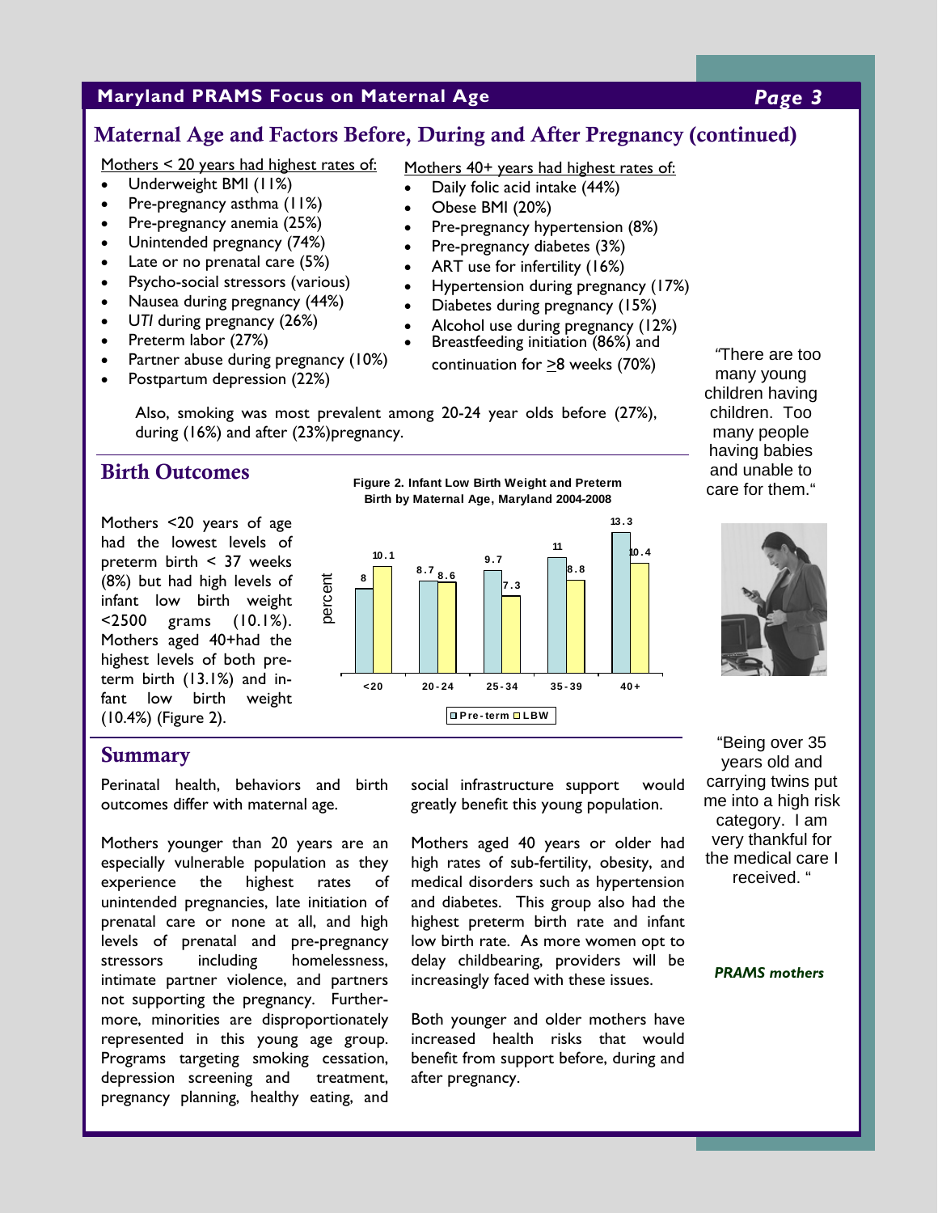## Maternal Age and Factors Before, During and After Pregnancy (continued)

Mothers < 20 years had highest rates of:

- Underweight BMI (11%)
- Pre-pregnancy asthma (11%)
- Pre-pregnancy anemia (25%)
- Unintended pregnancy (74%)
- Late or no prenatal care (5%)
- Psycho-social stressors (various)
- Nausea during pregnancy (44%)
- UTI during pregnancy (26%)
- Preterm labor (27%)
- Partner abuse during pregnancy (10%)
- Postpartum depression (22%)

Mothers 40+ years had highest rates of:

- Daily folic acid intake (44%)
- Obese BMI (20%)
- Pre-pregnancy hypertension (8%)
- Pre-pregnancy diabetes (3%)
- ART use for infertility (16%)
- Hypertension during pregnancy (17%)
- Diabetes during pregnancy (15%)
- Alcohol use during pregnancy (12%)
- Breastfeeding initiation (86%) and continuation for ≥8 weeks (70%)

Also, smoking was most prevalent among 20-24 year olds before (27%), during (16%) and after (23%)pregnancy.

"There are too many young children having children. Too many people having babies and unable to care for them."

## Birth Outcomes

Mothers <20 years of age had the lowest levels of preterm birth < 37 weeks (8%) but had high levels of infant low birth weight <2500 grams (10.1%). Mothers aged 40+had the highest levels of both preterm birth (13.1%) and infant low birth weight (10.4%) (Figure 2).

**Figure 2. Infant Low Birth Weight and Preterm Birth by Maternal Age, Maryland 2004-2008**

| Maternal Age | Pre-term (percent) | LBW (percent) |
|---|---|---|
| <20 | 8 | 10.1 |
| 20-24 | 8.7 | 8.6 |
| 25-34 | 9.7 | 7.3 |
| 35-39 | 11 | 8.8 |
| 40+ | 13.3 | 10.4 |

## Summary

Perinatal health, behaviors and birth outcomes differ with maternal age.

Mothers younger than 20 years are an especially vulnerable population as they experience the highest rates of unintended pregnancies, late initiation of prenatal care or none at all, and high levels of prenatal and pre-pregnancy stressors including homelessness, intimate partner violence, and partners not supporting the pregnancy. Furthermore, minorities are disproportionately represented in this young age group. Programs targeting smoking cessation, depression screening and treatment, pregnancy planning, healthy eating, and social infrastructure support would greatly benefit this young population.

Mothers aged 40 years or older had high rates of sub-fertility, obesity, and medical disorders such as hypertension and diabetes. This group also had the highest preterm birth rate and infant low birth rate. As more women opt to delay childbearing, providers will be increasingly faced with these issues.

Both younger and older mothers have increased health risks that would benefit from support before, during and after pregnancy.

"Being over 35 years old and carrying twins put me into a high risk category. I am very thankful for the medical care I received."

*PRAMS mothers*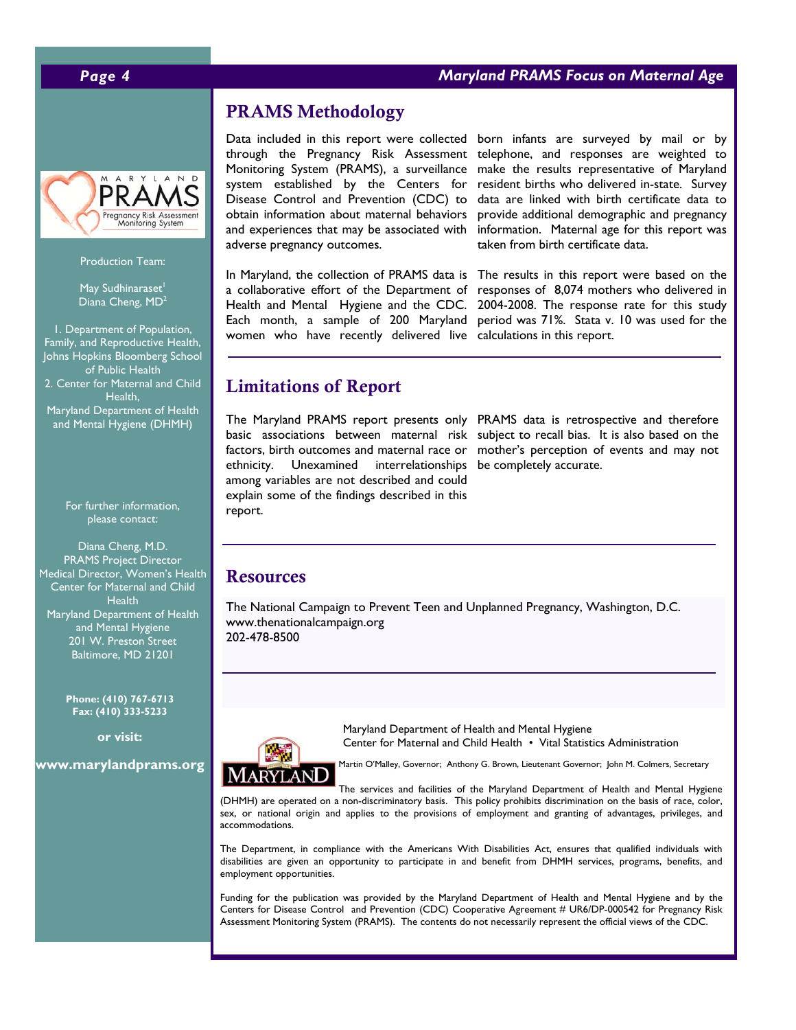## PRAMS Methodology

Data included in this report were collected through the Pregnancy Risk Assessment Monitoring System (PRAMS), a surveillance system established by the Centers for Disease Control and Prevention (CDC) to obtain information about maternal behaviors and experiences that may be associated with adverse pregnancy outcomes.

In Maryland, the collection of PRAMS data is a collaborative effort of the Department of Health and Mental Hygiene and the CDC. Each month, a sample of 200 Maryland women who have recently delivered live born infants are surveyed by mail or by telephone, and responses are weighted to make the results representative of Maryland resident births who delivered in-state. Survey data are linked with birth certificate data to provide additional demographic and pregnancy information. Maternal age for this report was taken from birth certificate data.

The results in this report were based on the responses of 8,074 mothers who delivered in 2004-2008. The response rate for this study period was 71%. Stata v. 10 was used for the calculations in this report.

## Limitations of Report

The Maryland PRAMS report presents only basic associations between maternal risk factors, birth outcomes and maternal race or ethnicity. Unexamined interrelationships among variables are not described and could explain some of the findings described in this report.

PRAMS data is retrospective and therefore subject to recall bias. It is also based on the mother's perception of events and may not be completely accurate.

## Resources

The National Campaign to Prevent Teen and Unplanned Pregnancy, Washington, D.C.
www.thenationalcampaign.org
202-478-8500

MARYLAND PRAMS
Pregnancy Risk Assessment Monitoring System

Production Team:

May Sudhinaraset[1]
Diana Cheng, MD[2]

1. Department of Population, Family, and Reproductive Health, Johns Hopkins Bloomberg School of Public Health
2. Center for Maternal and Child Health, Maryland Department of Health and Mental Hygiene (DHMH)

For further information, please contact:

Diana Cheng, M.D.
PRAMS Project Director
Medical Director, Women's Health
Center for Maternal and Child Health
Maryland Department of Health and Mental Hygiene
201 W. Preston Street
Baltimore, MD 21201

**Phone: (410) 767-6713**
**Fax: (410) 333-5233**

**or visit:**

**www.marylandprams.org**

MARYLAND

Maryland Department of Health and Mental Hygiene
Center for Maternal and Child Health • Vital Statistics Administration

Martin O'Malley, Governor; Anthony G. Brown, Lieutenant Governor; John M. Colmers, Secretary

The services and facilities of the Maryland Department of Health and Mental Hygiene (DHMH) are operated on a non-discriminatory basis. This policy prohibits discrimination on the basis of race, color, sex, or national origin and applies to the provisions of employment and granting of advantages, privileges, and accommodations.

The Department, in compliance with the Americans With Disabilities Act, ensures that qualified individuals with disabilities are given an opportunity to participate in and benefit from DHMH services, programs, benefits, and employment opportunities.

Funding for the publication was provided by the Maryland Department of Health and Mental Hygiene and by the Centers for Disease Control and Prevention (CDC) Cooperative Agreement # UR6/DP-000542 for Pregnancy Risk Assessment Monitoring System (PRAMS). The contents do not necessarily represent the official views of the CDC.